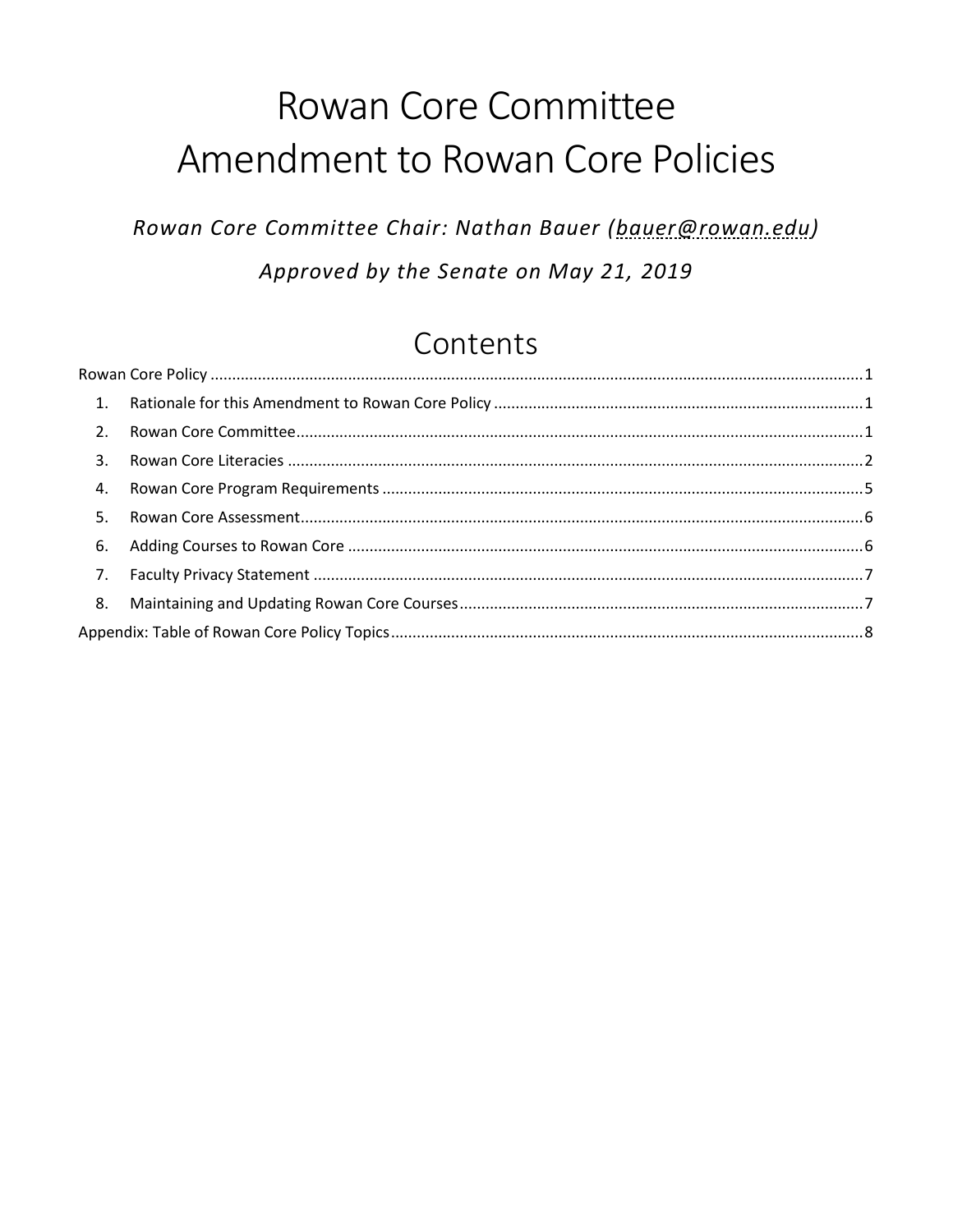# Rowan Core Committee
# Amendment to Rowan Core Policies

*Rowan Core Committee Chair: Nathan Bauer (bauer@rowan.edu)*

*Approved by the Senate on May 21, 2019*

## Contents

Rowan Core Policy .......... 1

1. Rationale for this Amendment to Rowan Core Policy .......... 1
2. Rowan Core Committee .......... 1
3. Rowan Core Literacies .......... 2
4. Rowan Core Program Requirements .......... 5
5. Rowan Core Assessment .......... 6
6. Adding Courses to Rowan Core .......... 6
7. Faculty Privacy Statement .......... 7
8. Maintaining and Updating Rowan Core Courses .......... 7

Appendix: Table of Rowan Core Policy Topics .......... 8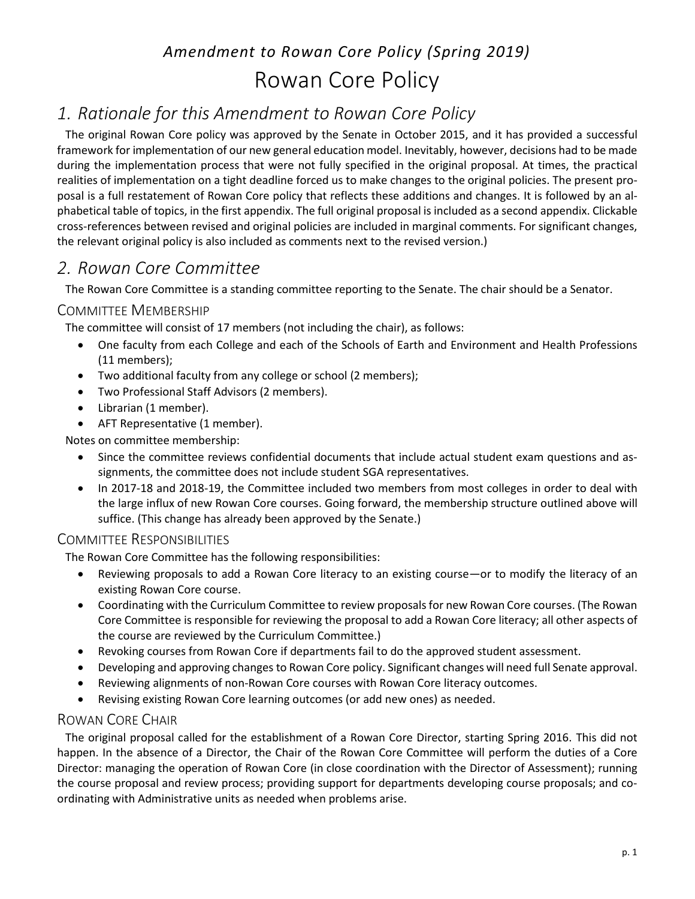## *Amendment to Rowan Core Policy (Spring 2019)*

# Rowan Core Policy

## *1. Rationale for this Amendment to Rowan Core Policy*

The original Rowan Core policy was approved by the Senate in October 2015, and it has provided a successful framework for implementation of our new general education model. Inevitably, however, decisions had to be made during the implementation process that were not fully specified in the original proposal. At times, the practical realities of implementation on a tight deadline forced us to make changes to the original policies. The present proposal is a full restatement of Rowan Core policy that reflects these additions and changes. It is followed by an alphabetical table of topics, in the first appendix. The full original proposal is included as a second appendix. Clickable cross-references between revised and original policies are included in marginal comments. For significant changes, the relevant original policy is also included as comments next to the revised version.)

## *2. Rowan Core Committee*

The Rowan Core Committee is a standing committee reporting to the Senate. The chair should be a Senator.

### Committee Membership

The committee will consist of 17 members (not including the chair), as follows:

- One faculty from each College and each of the Schools of Earth and Environment and Health Professions (11 members);
- Two additional faculty from any college or school (2 members);
- Two Professional Staff Advisors (2 members).
- Librarian (1 member).
- AFT Representative (1 member).

Notes on committee membership:

- Since the committee reviews confidential documents that include actual student exam questions and assignments, the committee does not include student SGA representatives.
- In 2017-18 and 2018-19, the Committee included two members from most colleges in order to deal with the large influx of new Rowan Core courses. Going forward, the membership structure outlined above will suffice. (This change has already been approved by the Senate.)

### Committee Responsibilities

The Rowan Core Committee has the following responsibilities:

- Reviewing proposals to add a Rowan Core literacy to an existing course—or to modify the literacy of an existing Rowan Core course.
- Coordinating with the Curriculum Committee to review proposals for new Rowan Core courses. (The Rowan Core Committee is responsible for reviewing the proposal to add a Rowan Core literacy; all other aspects of the course are reviewed by the Curriculum Committee.)
- Revoking courses from Rowan Core if departments fail to do the approved student assessment.
- Developing and approving changes to Rowan Core policy. Significant changes will need full Senate approval.
- Reviewing alignments of non-Rowan Core courses with Rowan Core literacy outcomes.
- Revising existing Rowan Core learning outcomes (or add new ones) as needed.

### Rowan Core Chair

The original proposal called for the establishment of a Rowan Core Director, starting Spring 2016. This did not happen. In the absence of a Director, the Chair of the Rowan Core Committee will perform the duties of a Core Director: managing the operation of Rowan Core (in close coordination with the Director of Assessment); running the course proposal and review process; providing support for departments developing course proposals; and coordinating with Administrative units as needed when problems arise.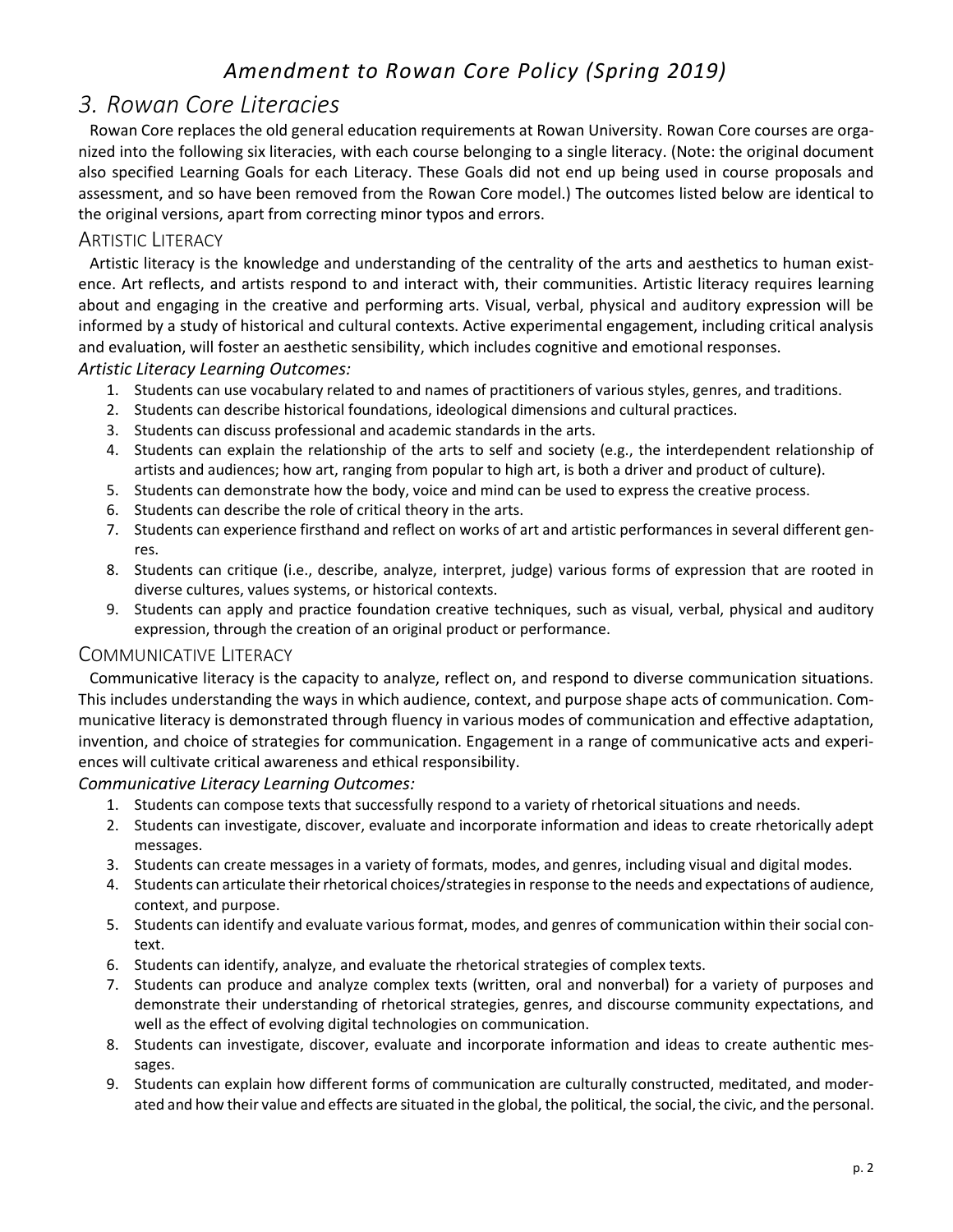*Amendment to Rowan Core Policy (Spring 2019)*

# *3. Rowan Core Literacies*

Rowan Core replaces the old general education requirements at Rowan University. Rowan Core courses are organized into the following six literacies, with each course belonging to a single literacy. (Note: the original document also specified Learning Goals for each Literacy. These Goals did not end up being used in course proposals and assessment, and so have been removed from the Rowan Core model.) The outcomes listed below are identical to the original versions, apart from correcting minor typos and errors.

## ARTISTIC LITERACY

Artistic literacy is the knowledge and understanding of the centrality of the arts and aesthetics to human existence. Art reflects, and artists respond to and interact with, their communities. Artistic literacy requires learning about and engaging in the creative and performing arts. Visual, verbal, physical and auditory expression will be informed by a study of historical and cultural contexts. Active experimental engagement, including critical analysis and evaluation, will foster an aesthetic sensibility, which includes cognitive and emotional responses.

***Artistic Literacy Learning Outcomes:***

1. Students can use vocabulary related to and names of practitioners of various styles, genres, and traditions.
2. Students can describe historical foundations, ideological dimensions and cultural practices.
3. Students can discuss professional and academic standards in the arts.
4. Students can explain the relationship of the arts to self and society (e.g., the interdependent relationship of artists and audiences; how art, ranging from popular to high art, is both a driver and product of culture).
5. Students can demonstrate how the body, voice and mind can be used to express the creative process.
6. Students can describe the role of critical theory in the arts.
7. Students can experience firsthand and reflect on works of art and artistic performances in several different genres.
8. Students can critique (i.e., describe, analyze, interpret, judge) various forms of expression that are rooted in diverse cultures, values systems, or historical contexts.
9. Students can apply and practice foundation creative techniques, such as visual, verbal, physical and auditory expression, through the creation of an original product or performance.

## COMMUNICATIVE LITERACY

Communicative literacy is the capacity to analyze, reflect on, and respond to diverse communication situations. This includes understanding the ways in which audience, context, and purpose shape acts of communication. Communicative literacy is demonstrated through fluency in various modes of communication and effective adaptation, invention, and choice of strategies for communication. Engagement in a range of communicative acts and experiences will cultivate critical awareness and ethical responsibility.

***Communicative Literacy Learning Outcomes:***

1. Students can compose texts that successfully respond to a variety of rhetorical situations and needs.
2. Students can investigate, discover, evaluate and incorporate information and ideas to create rhetorically adept messages.
3. Students can create messages in a variety of formats, modes, and genres, including visual and digital modes.
4. Students can articulate their rhetorical choices/strategies in response to the needs and expectations of audience, context, and purpose.
5. Students can identify and evaluate various format, modes, and genres of communication within their social context.
6. Students can identify, analyze, and evaluate the rhetorical strategies of complex texts.
7. Students can produce and analyze complex texts (written, oral and nonverbal) for a variety of purposes and demonstrate their understanding of rhetorical strategies, genres, and discourse community expectations, and well as the effect of evolving digital technologies on communication.
8. Students can investigate, discover, evaluate and incorporate information and ideas to create authentic messages.
9. Students can explain how different forms of communication are culturally constructed, meditated, and moderated and how their value and effects are situated in the global, the political, the social, the civic, and the personal.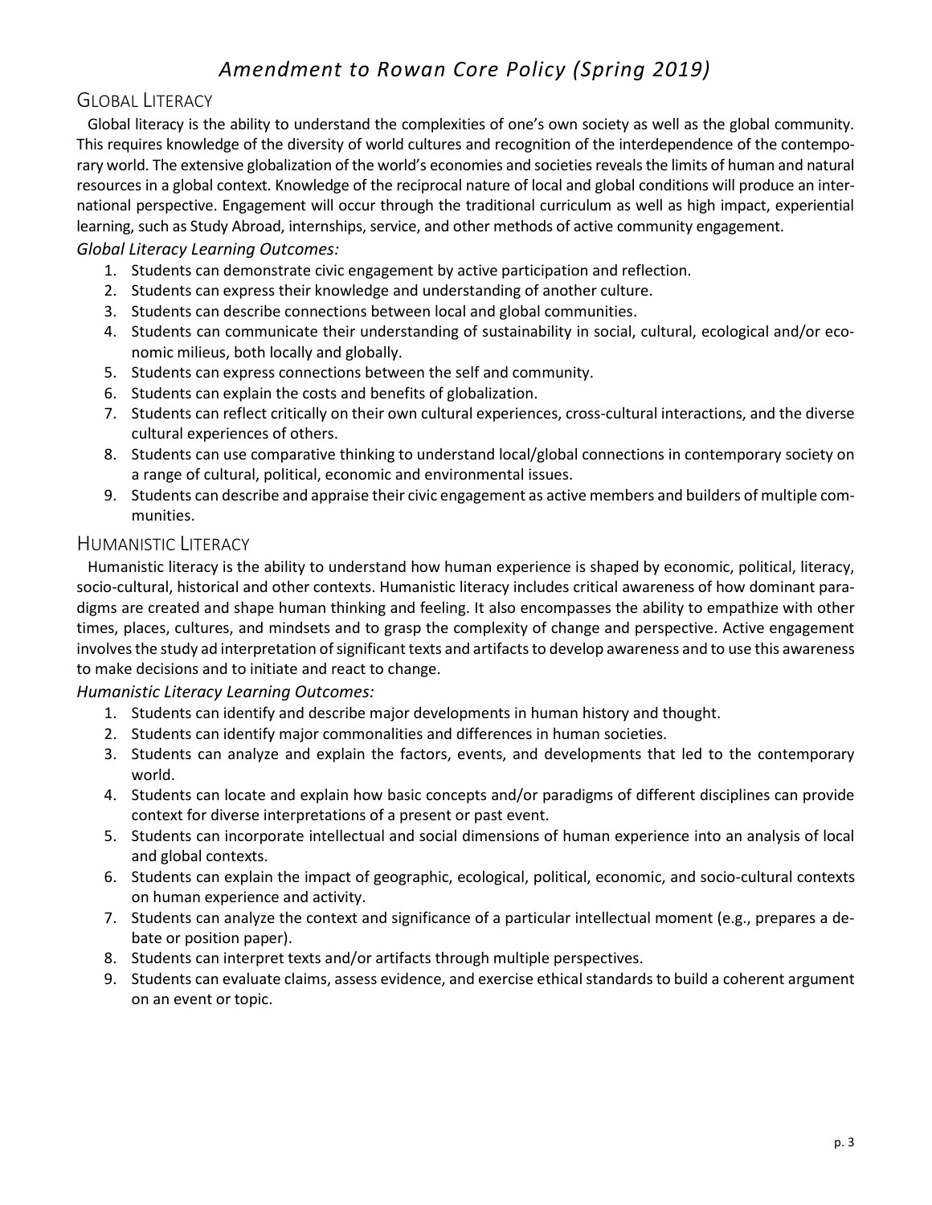# *Amendment to Rowan Core Policy (Spring 2019)*

## Global Literacy

Global literacy is the ability to understand the complexities of one's own society as well as the global community. This requires knowledge of the diversity of world cultures and recognition of the interdependence of the contemporary world. The extensive globalization of the world's economies and societies reveals the limits of human and natural resources in a global context. Knowledge of the reciprocal nature of local and global conditions will produce an international perspective. Engagement will occur through the traditional curriculum as well as high impact, experiential learning, such as Study Abroad, internships, service, and other methods of active community engagement.

*Global Literacy Learning Outcomes:*

1. Students can demonstrate civic engagement by active participation and reflection.
2. Students can express their knowledge and understanding of another culture.
3. Students can describe connections between local and global communities.
4. Students can communicate their understanding of sustainability in social, cultural, ecological and/or economic milieus, both locally and globally.
5. Students can express connections between the self and community.
6. Students can explain the costs and benefits of globalization.
7. Students can reflect critically on their own cultural experiences, cross-cultural interactions, and the diverse cultural experiences of others.
8. Students can use comparative thinking to understand local/global connections in contemporary society on a range of cultural, political, economic and environmental issues.
9. Students can describe and appraise their civic engagement as active members and builders of multiple communities.

## Humanistic Literacy

Humanistic literacy is the ability to understand how human experience is shaped by economic, political, literacy, socio-cultural, historical and other contexts. Humanistic literacy includes critical awareness of how dominant paradigms are created and shape human thinking and feeling. It also encompasses the ability to empathize with other times, places, cultures, and mindsets and to grasp the complexity of change and perspective. Active engagement involves the study ad interpretation of significant texts and artifacts to develop awareness and to use this awareness to make decisions and to initiate and react to change.

*Humanistic Literacy Learning Outcomes:*

1. Students can identify and describe major developments in human history and thought.
2. Students can identify major commonalities and differences in human societies.
3. Students can analyze and explain the factors, events, and developments that led to the contemporary world.
4. Students can locate and explain how basic concepts and/or paradigms of different disciplines can provide context for diverse interpretations of a present or past event.
5. Students can incorporate intellectual and social dimensions of human experience into an analysis of local and global contexts.
6. Students can explain the impact of geographic, ecological, political, economic, and socio-cultural contexts on human experience and activity.
7. Students can analyze the context and significance of a particular intellectual moment (e.g., prepares a debate or position paper).
8. Students can interpret texts and/or artifacts through multiple perspectives.
9. Students can evaluate claims, assess evidence, and exercise ethical standards to build a coherent argument on an event or topic.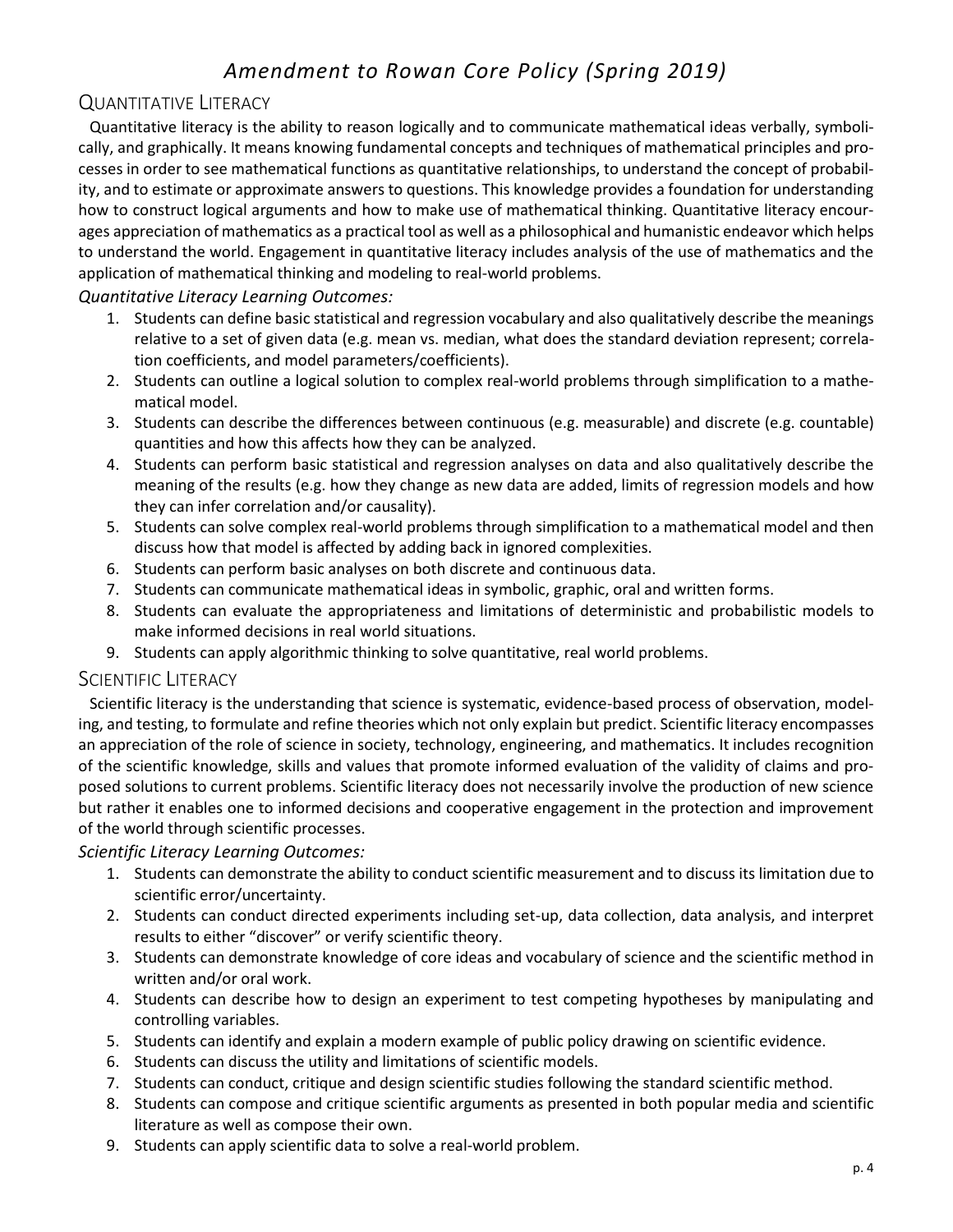# *Amendment to Rowan Core Policy (Spring 2019)*

## Quantitative Literacy

Quantitative literacy is the ability to reason logically and to communicate mathematical ideas verbally, symbolically, and graphically. It means knowing fundamental concepts and techniques of mathematical principles and processes in order to see mathematical functions as quantitative relationships, to understand the concept of probability, and to estimate or approximate answers to questions. This knowledge provides a foundation for understanding how to construct logical arguments and how to make use of mathematical thinking. Quantitative literacy encourages appreciation of mathematics as a practical tool as well as a philosophical and humanistic endeavor which helps to understand the world. Engagement in quantitative literacy includes analysis of the use of mathematics and the application of mathematical thinking and modeling to real-world problems.

*Quantitative Literacy Learning Outcomes:*

1. Students can define basic statistical and regression vocabulary and also qualitatively describe the meanings relative to a set of given data (e.g. mean vs. median, what does the standard deviation represent; correlation coefficients, and model parameters/coefficients).
2. Students can outline a logical solution to complex real-world problems through simplification to a mathematical model.
3. Students can describe the differences between continuous (e.g. measurable) and discrete (e.g. countable) quantities and how this affects how they can be analyzed.
4. Students can perform basic statistical and regression analyses on data and also qualitatively describe the meaning of the results (e.g. how they change as new data are added, limits of regression models and how they can infer correlation and/or causality).
5. Students can solve complex real-world problems through simplification to a mathematical model and then discuss how that model is affected by adding back in ignored complexities.
6. Students can perform basic analyses on both discrete and continuous data.
7. Students can communicate mathematical ideas in symbolic, graphic, oral and written forms.
8. Students can evaluate the appropriateness and limitations of deterministic and probabilistic models to make informed decisions in real world situations.
9. Students can apply algorithmic thinking to solve quantitative, real world problems.

## Scientific Literacy

Scientific literacy is the understanding that science is systematic, evidence-based process of observation, modeling, and testing, to formulate and refine theories which not only explain but predict. Scientific literacy encompasses an appreciation of the role of science in society, technology, engineering, and mathematics. It includes recognition of the scientific knowledge, skills and values that promote informed evaluation of the validity of claims and proposed solutions to current problems. Scientific literacy does not necessarily involve the production of new science but rather it enables one to informed decisions and cooperative engagement in the protection and improvement of the world through scientific processes.

*Scientific Literacy Learning Outcomes:*

1. Students can demonstrate the ability to conduct scientific measurement and to discuss its limitation due to scientific error/uncertainty.
2. Students can conduct directed experiments including set-up, data collection, data analysis, and interpret results to either "discover" or verify scientific theory.
3. Students can demonstrate knowledge of core ideas and vocabulary of science and the scientific method in written and/or oral work.
4. Students can describe how to design an experiment to test competing hypotheses by manipulating and controlling variables.
5. Students can identify and explain a modern example of public policy drawing on scientific evidence.
6. Students can discuss the utility and limitations of scientific models.
7. Students can conduct, critique and design scientific studies following the standard scientific method.
8. Students can compose and critique scientific arguments as presented in both popular media and scientific literature as well as compose their own.
9. Students can apply scientific data to solve a real-world problem.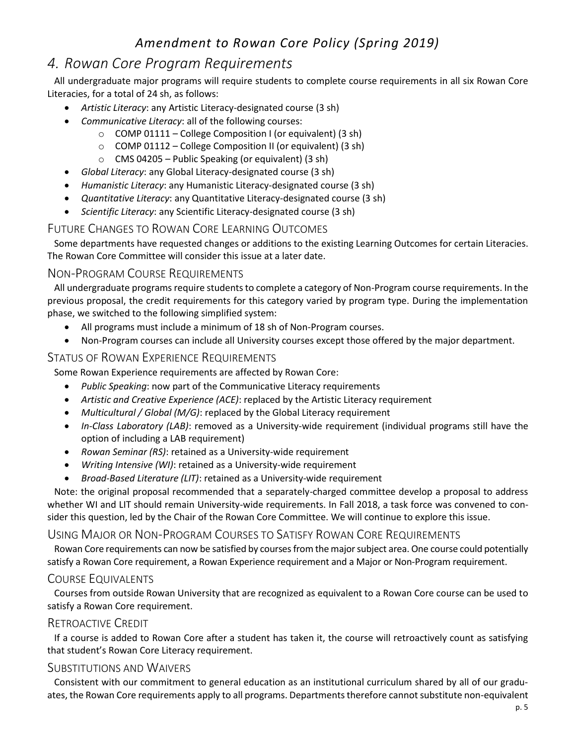# *Amendment to Rowan Core Policy (Spring 2019)*

## 4. Rowan Core Program Requirements

All undergraduate major programs will require students to complete course requirements in all six Rowan Core Literacies, for a total of 24 sh, as follows:

- *Artistic Literacy*: any Artistic Literacy-designated course (3 sh)
- *Communicative Literacy*: all of the following courses:
  - COMP 01111 – College Composition I (or equivalent) (3 sh)
  - COMP 01112 – College Composition II (or equivalent) (3 sh)
  - CMS 04205 – Public Speaking (or equivalent) (3 sh)
- *Global Literacy*: any Global Literacy-designated course (3 sh)
- *Humanistic Literacy*: any Humanistic Literacy-designated course (3 sh)
- *Quantitative Literacy*: any Quantitative Literacy-designated course (3 sh)
- *Scientific Literacy*: any Scientific Literacy-designated course (3 sh)

### Future Changes to Rowan Core Learning Outcomes

Some departments have requested changes or additions to the existing Learning Outcomes for certain Literacies. The Rowan Core Committee will consider this issue at a later date.

### Non-Program Course Requirements

All undergraduate programs require students to complete a category of Non-Program course requirements. In the previous proposal, the credit requirements for this category varied by program type. During the implementation phase, we switched to the following simplified system:

- All programs must include a minimum of 18 sh of Non-Program courses.
- Non-Program courses can include all University courses except those offered by the major department.

### Status of Rowan Experience Requirements

Some Rowan Experience requirements are affected by Rowan Core:

- *Public Speaking*: now part of the Communicative Literacy requirements
- *Artistic and Creative Experience (ACE)*: replaced by the Artistic Literacy requirement
- *Multicultural / Global (M/G)*: replaced by the Global Literacy requirement
- *In-Class Laboratory (LAB)*: removed as a University-wide requirement (individual programs still have the option of including a LAB requirement)
- *Rowan Seminar (RS)*: retained as a University-wide requirement
- *Writing Intensive (WI)*: retained as a University-wide requirement
- *Broad-Based Literature (LIT)*: retained as a University-wide requirement

Note: the original proposal recommended that a separately-charged committee develop a proposal to address whether WI and LIT should remain University-wide requirements. In Fall 2018, a task force was convened to consider this question, led by the Chair of the Rowan Core Committee. We will continue to explore this issue.

### Using Major or Non-Program Courses to Satisfy Rowan Core Requirements

Rowan Core requirements can now be satisfied by courses from the major subject area. One course could potentially satisfy a Rowan Core requirement, a Rowan Experience requirement and a Major or Non-Program requirement.

### Course Equivalents

Courses from outside Rowan University that are recognized as equivalent to a Rowan Core course can be used to satisfy a Rowan Core requirement.

### Retroactive Credit

If a course is added to Rowan Core after a student has taken it, the course will retroactively count as satisfying that student's Rowan Core Literacy requirement.

### Substitutions and Waivers

Consistent with our commitment to general education as an institutional curriculum shared by all of our graduates, the Rowan Core requirements apply to all programs. Departments therefore cannot substitute non-equivalent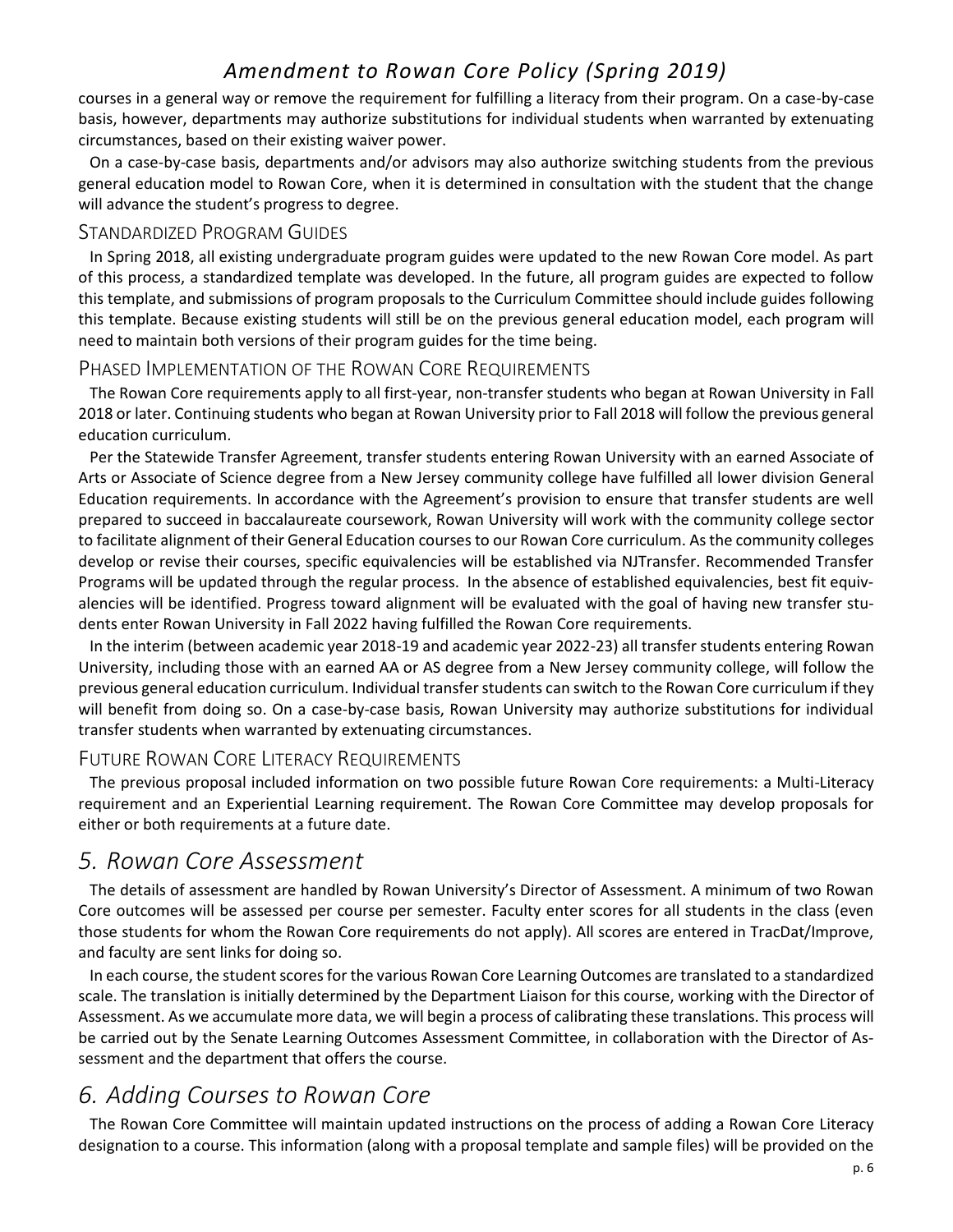courses in a general way or remove the requirement for fulfilling a literacy from their program. On a case-by-case basis, however, departments may authorize substitutions for individual students when warranted by extenuating circumstances, based on their existing waiver power.

On a case-by-case basis, departments and/or advisors may also authorize switching students from the previous general education model to Rowan Core, when it is determined in consultation with the student that the change will advance the student's progress to degree.

### Standardized Program Guides

In Spring 2018, all existing undergraduate program guides were updated to the new Rowan Core model. As part of this process, a standardized template was developed. In the future, all program guides are expected to follow this template, and submissions of program proposals to the Curriculum Committee should include guides following this template. Because existing students will still be on the previous general education model, each program will need to maintain both versions of their program guides for the time being.

### Phased Implementation of the Rowan Core Requirements

The Rowan Core requirements apply to all first-year, non-transfer students who began at Rowan University in Fall 2018 or later. Continuing students who began at Rowan University prior to Fall 2018 will follow the previous general education curriculum.

Per the Statewide Transfer Agreement, transfer students entering Rowan University with an earned Associate of Arts or Associate of Science degree from a New Jersey community college have fulfilled all lower division General Education requirements. In accordance with the Agreement's provision to ensure that transfer students are well prepared to succeed in baccalaureate coursework, Rowan University will work with the community college sector to facilitate alignment of their General Education courses to our Rowan Core curriculum. As the community colleges develop or revise their courses, specific equivalencies will be established via NJTransfer. Recommended Transfer Programs will be updated through the regular process. In the absence of established equivalencies, best fit equivalencies will be identified. Progress toward alignment will be evaluated with the goal of having new transfer students enter Rowan University in Fall 2022 having fulfilled the Rowan Core requirements.

In the interim (between academic year 2018-19 and academic year 2022-23) all transfer students entering Rowan University, including those with an earned AA or AS degree from a New Jersey community college, will follow the previous general education curriculum. Individual transfer students can switch to the Rowan Core curriculum if they will benefit from doing so. On a case-by-case basis, Rowan University may authorize substitutions for individual transfer students when warranted by extenuating circumstances.

### Future Rowan Core Literacy Requirements

The previous proposal included information on two possible future Rowan Core requirements: a Multi-Literacy requirement and an Experiential Learning requirement. The Rowan Core Committee may develop proposals for either or both requirements at a future date.

## 5. Rowan Core Assessment

The details of assessment are handled by Rowan University's Director of Assessment. A minimum of two Rowan Core outcomes will be assessed per course per semester. Faculty enter scores for all students in the class (even those students for whom the Rowan Core requirements do not apply). All scores are entered in TracDat/Improve, and faculty are sent links for doing so.

In each course, the student scores for the various Rowan Core Learning Outcomes are translated to a standardized scale. The translation is initially determined by the Department Liaison for this course, working with the Director of Assessment. As we accumulate more data, we will begin a process of calibrating these translations. This process will be carried out by the Senate Learning Outcomes Assessment Committee, in collaboration with the Director of Assessment and the department that offers the course.

## 6. Adding Courses to Rowan Core

The Rowan Core Committee will maintain updated instructions on the process of adding a Rowan Core Literacy designation to a course. This information (along with a proposal template and sample files) will be provided on the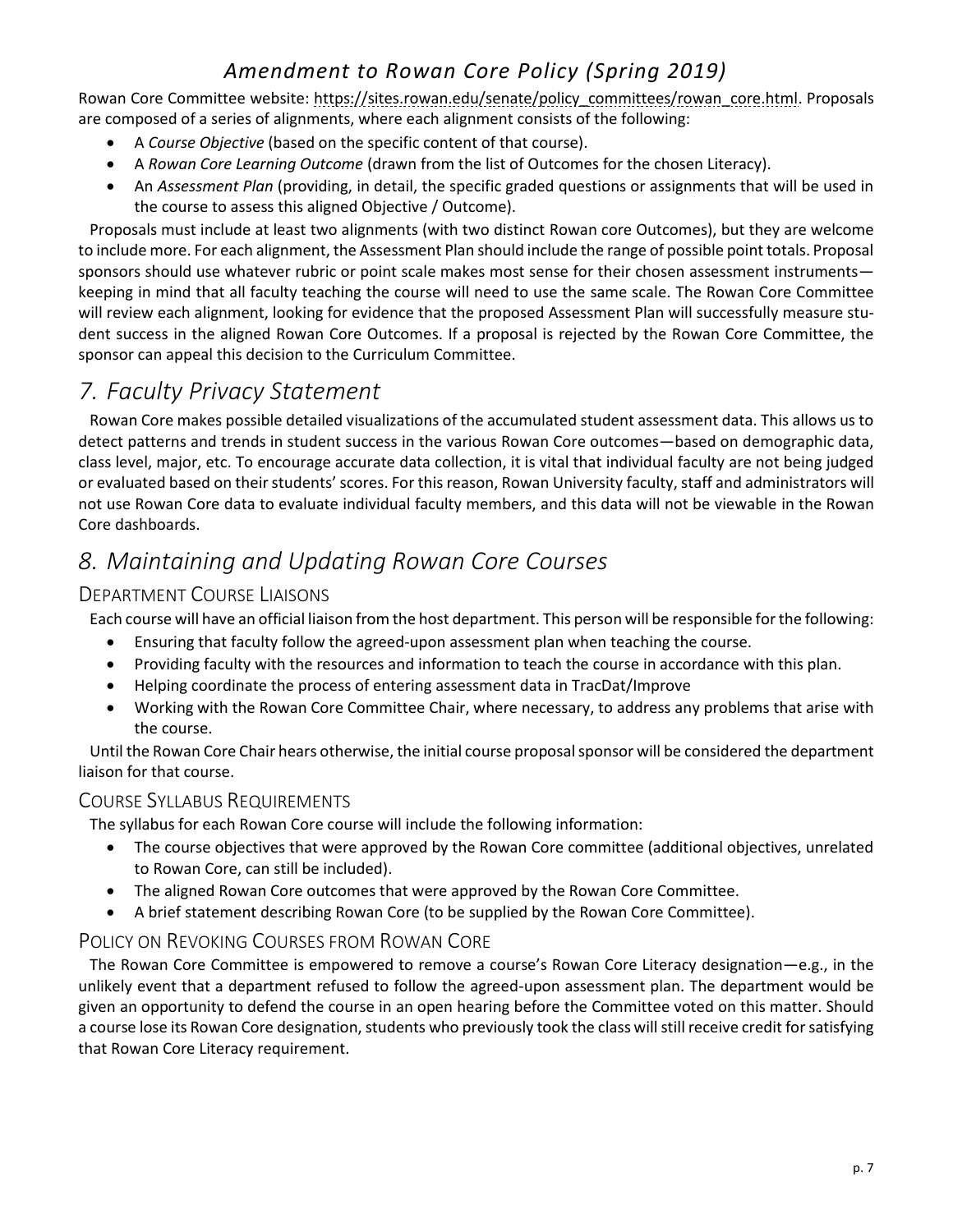Rowan Core Committee website: https://sites.rowan.edu/senate/policy_committees/rowan_core.html. Proposals are composed of a series of alignments, where each alignment consists of the following:

- A *Course Objective* (based on the specific content of that course).
- A *Rowan Core Learning Outcome* (drawn from the list of Outcomes for the chosen Literacy).
- An *Assessment Plan* (providing, in detail, the specific graded questions or assignments that will be used in the course to assess this aligned Objective / Outcome).

Proposals must include at least two alignments (with two distinct Rowan core Outcomes), but they are welcome to include more. For each alignment, the Assessment Plan should include the range of possible point totals. Proposal sponsors should use whatever rubric or point scale makes most sense for their chosen assessment instruments—keeping in mind that all faculty teaching the course will need to use the same scale. The Rowan Core Committee will review each alignment, looking for evidence that the proposed Assessment Plan will successfully measure student success in the aligned Rowan Core Outcomes. If a proposal is rejected by the Rowan Core Committee, the sponsor can appeal this decision to the Curriculum Committee.

# 7. Faculty Privacy Statement

Rowan Core makes possible detailed visualizations of the accumulated student assessment data. This allows us to detect patterns and trends in student success in the various Rowan Core outcomes—based on demographic data, class level, major, etc. To encourage accurate data collection, it is vital that individual faculty are not being judged or evaluated based on their students' scores. For this reason, Rowan University faculty, staff and administrators will not use Rowan Core data to evaluate individual faculty members, and this data will not be viewable in the Rowan Core dashboards.

# 8. Maintaining and Updating Rowan Core Courses

## Department Course Liaisons

Each course will have an official liaison from the host department. This person will be responsible for the following:

- Ensuring that faculty follow the agreed-upon assessment plan when teaching the course.
- Providing faculty with the resources and information to teach the course in accordance with this plan.
- Helping coordinate the process of entering assessment data in TracDat/Improve
- Working with the Rowan Core Committee Chair, where necessary, to address any problems that arise with the course.

Until the Rowan Core Chair hears otherwise, the initial course proposal sponsor will be considered the department liaison for that course.

## Course Syllabus Requirements

The syllabus for each Rowan Core course will include the following information:

- The course objectives that were approved by the Rowan Core committee (additional objectives, unrelated to Rowan Core, can still be included).
- The aligned Rowan Core outcomes that were approved by the Rowan Core Committee.
- A brief statement describing Rowan Core (to be supplied by the Rowan Core Committee).

## Policy on Revoking Courses from Rowan Core

The Rowan Core Committee is empowered to remove a course's Rowan Core Literacy designation—e.g., in the unlikely event that a department refused to follow the agreed-upon assessment plan. The department would be given an opportunity to defend the course in an open hearing before the Committee voted on this matter. Should a course lose its Rowan Core designation, students who previously took the class will still receive credit for satisfying that Rowan Core Literacy requirement.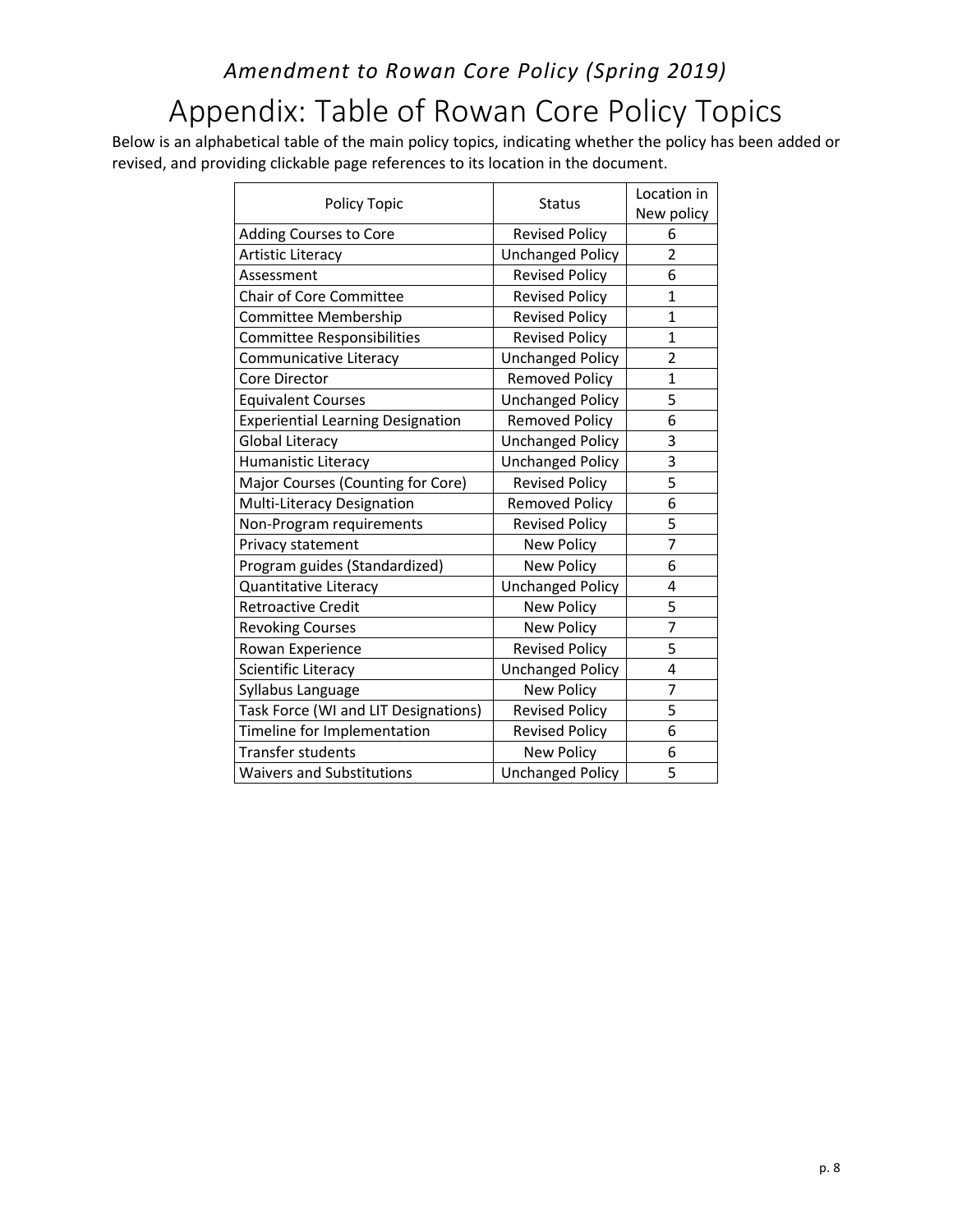*Amendment to Rowan Core Policy (Spring 2019)*

# Appendix: Table of Rowan Core Policy Topics

Below is an alphabetical table of the main policy topics, indicating whether the policy has been added or revised, and providing clickable page references to its location in the document.

| Policy Topic | Status | Location in New policy |
|---|---|---|
| Adding Courses to Core | Revised Policy | 6 |
| Artistic Literacy | Unchanged Policy | 2 |
| Assessment | Revised Policy | 6 |
| Chair of Core Committee | Revised Policy | 1 |
| Committee Membership | Revised Policy | 1 |
| Committee Responsibilities | Revised Policy | 1 |
| Communicative Literacy | Unchanged Policy | 2 |
| Core Director | Removed Policy | 1 |
| Equivalent Courses | Unchanged Policy | 5 |
| Experiential Learning Designation | Removed Policy | 6 |
| Global Literacy | Unchanged Policy | 3 |
| Humanistic Literacy | Unchanged Policy | 3 |
| Major Courses (Counting for Core) | Revised Policy | 5 |
| Multi-Literacy Designation | Removed Policy | 6 |
| Non-Program requirements | Revised Policy | 5 |
| Privacy statement | New Policy | 7 |
| Program guides (Standardized) | New Policy | 6 |
| Quantitative Literacy | Unchanged Policy | 4 |
| Retroactive Credit | New Policy | 5 |
| Revoking Courses | New Policy | 7 |
| Rowan Experience | Revised Policy | 5 |
| Scientific Literacy | Unchanged Policy | 4 |
| Syllabus Language | New Policy | 7 |
| Task Force (WI and LIT Designations) | Revised Policy | 5 |
| Timeline for Implementation | Revised Policy | 6 |
| Transfer students | New Policy | 6 |
| Waivers and Substitutions | Unchanged Policy | 5 |